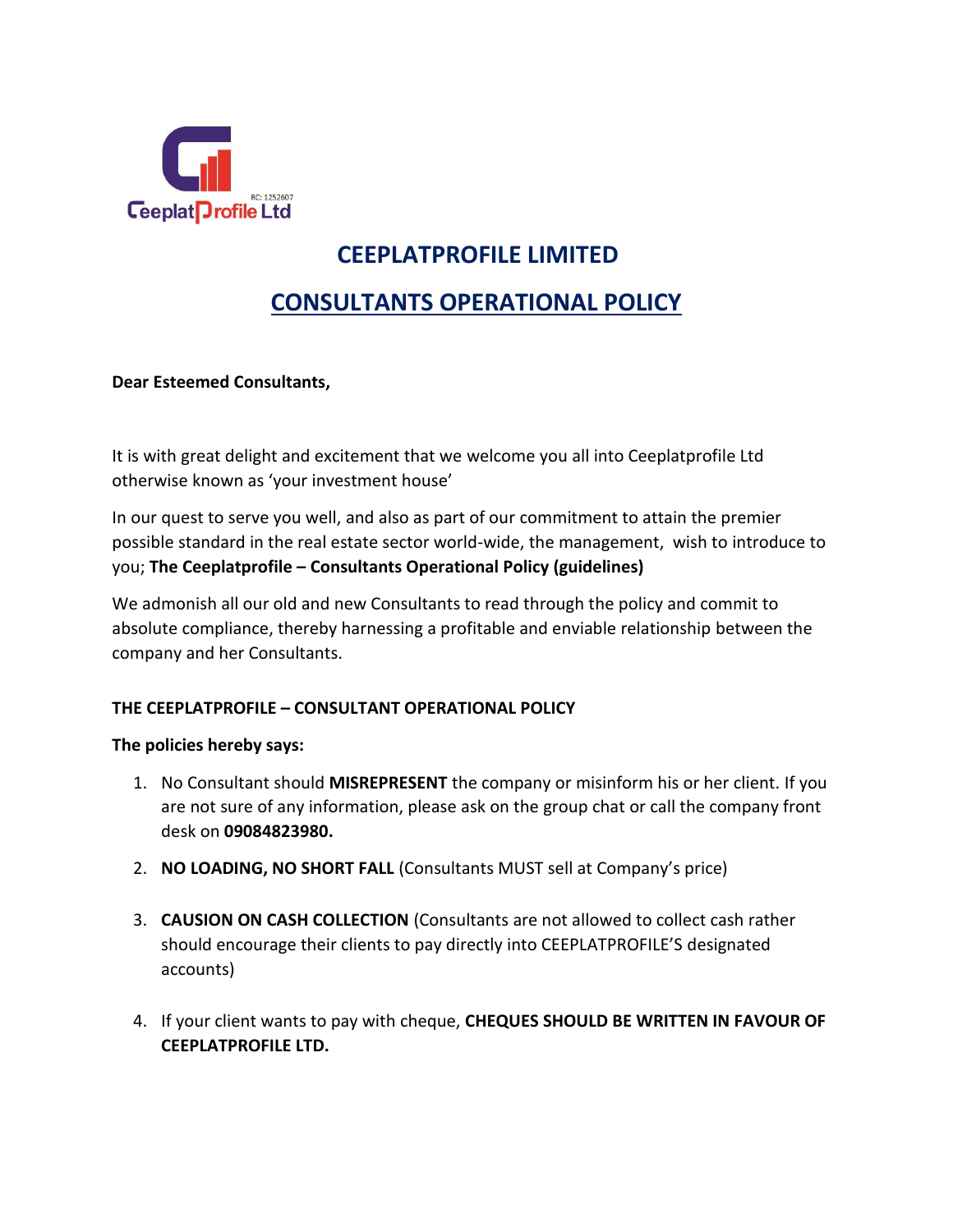# CEEPLATPROFILE LIMITED

## CONSULTANTS OPERATIONAL POLICY

**Dear Esteemed Consultants,**

It is with great delight and excitement that we welcome you all into Ceeplatprofile Ltd otherwise known as 'your investment house'

In our quest to serve you well, and also as part of our commitment to attain the premier possible standard in the real estate sector world-wide, the management, wish to introduce to you; **The Ceeplatprofile – Consultants Operational Policy (guidelines)**

We admonish all our old and new Consultants to read through the policy and commit to absolute compliance, thereby harnessing a profitable and enviable relationship between the company and her Consultants.

**THE CEEPLATPROFILE – CONSULTANT OPERATIONAL POLICY**

**The policies hereby says:**

1. No Consultant should **MISREPRESENT** the company or misinform his or her client. If you are not sure of any information, please ask on the group chat or call the company front desk on **09084823980.**
2. **NO LOADING, NO SHORT FALL** (Consultants MUST sell at Company's price)
3. **CAUSION ON CASH COLLECTION** (Consultants are not allowed to collect cash rather should encourage their clients to pay directly into CEEPLATPROFILE'S designated accounts)
4. If your client wants to pay with cheque, **CHEQUES SHOULD BE WRITTEN IN FAVOUR OF CEEPLATPROFILE LTD.**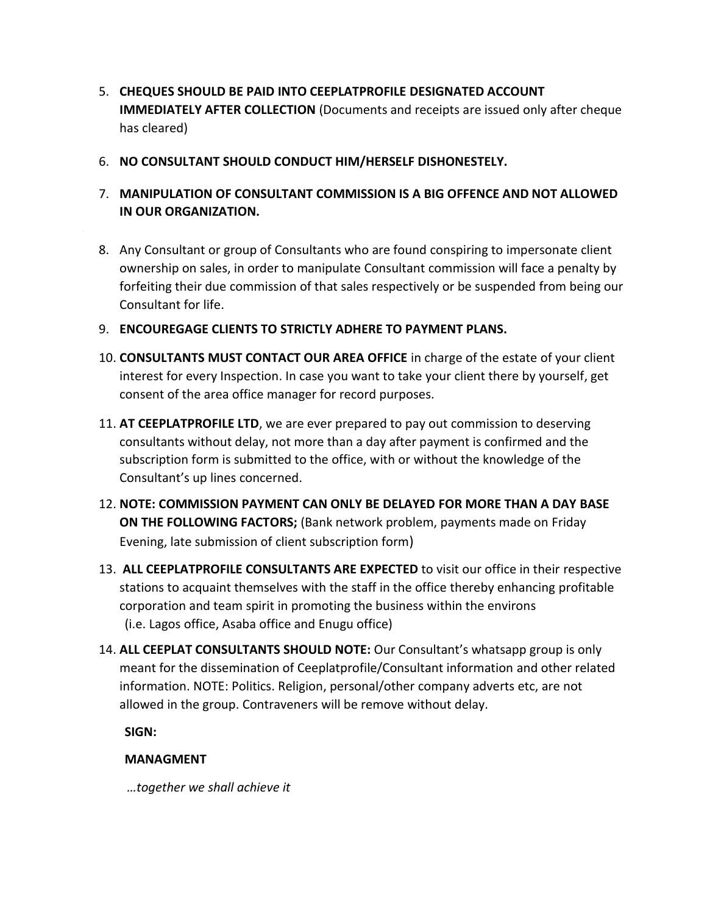5. **CHEQUES SHOULD BE PAID INTO CEEPLATPROFILE DESIGNATED ACCOUNT IMMEDIATELY AFTER COLLECTION** (Documents and receipts are issued only after cheque has cleared)

6. **NO CONSULTANT SHOULD CONDUCT HIM/HERSELF DISHONESTELY.**

7. **MANIPULATION OF CONSULTANT COMMISSION IS A BIG OFFENCE AND NOT ALLOWED IN OUR ORGANIZATION.**

8. Any Consultant or group of Consultants who are found conspiring to impersonate client ownership on sales, in order to manipulate Consultant commission will face a penalty by forfeiting their due commission of that sales respectively or be suspended from being our Consultant for life.

9. **ENCOUREGAGE CLIENTS TO STRICTLY ADHERE TO PAYMENT PLANS.**

10. **CONSULTANTS MUST CONTACT OUR AREA OFFICE** in charge of the estate of your client interest for every Inspection. In case you want to take your client there by yourself, get consent of the area office manager for record purposes.

11. **AT CEEPLATPROFILE LTD**, we are ever prepared to pay out commission to deserving consultants without delay, not more than a day after payment is confirmed and the subscription form is submitted to the office, with or without the knowledge of the Consultant's up lines concerned.

12. **NOTE: COMMISSION PAYMENT CAN ONLY BE DELAYED FOR MORE THAN A DAY BASE ON THE FOLLOWING FACTORS;** (Bank network problem, payments made on Friday Evening, late submission of client subscription form)

13. **ALL CEEPLATPROFILE CONSULTANTS ARE EXPECTED** to visit our office in their respective stations to acquaint themselves with the staff in the office thereby enhancing profitable corporation and team spirit in promoting the business within the environs (i.e. Lagos office, Asaba office and Enugu office)

14. **ALL CEEPLAT CONSULTANTS SHOULD NOTE:** Our Consultant's whatsapp group is only meant for the dissemination of Ceeplatprofile/Consultant information and other related information. NOTE: Politics. Religion, personal/other company adverts etc, are not allowed in the group. Contraveners will be remove without delay.

**SIGN:**

**MANAGMENT**

*…together we shall achieve it*